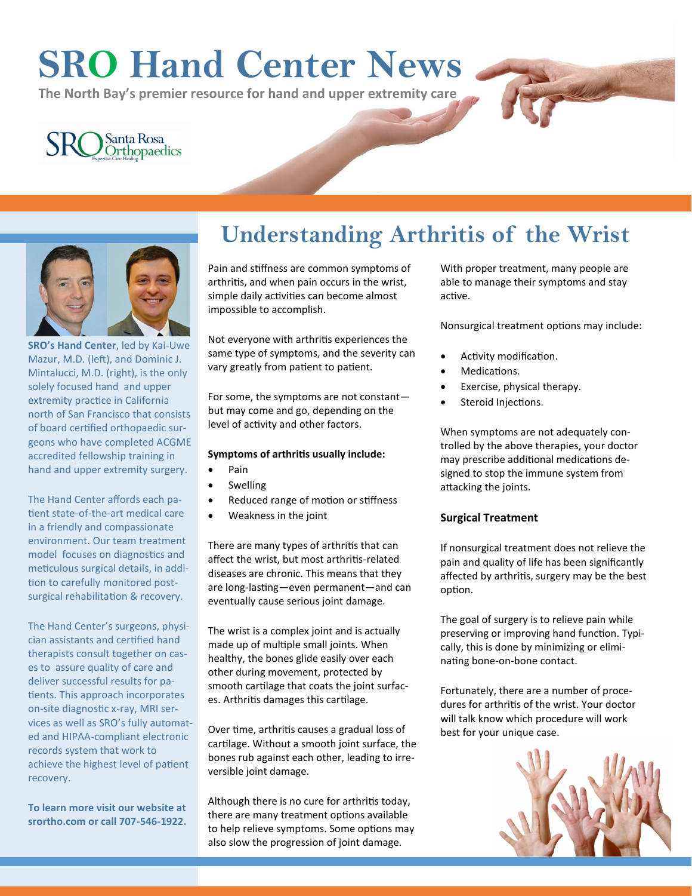# SRO Hand Center News

**The North Bay's premier resource for hand and upper extremity care**

SRO Santa Rosa Orthopaedics
Expertise. Care. Healing

**SRO's Hand Center**, led by Kai-Uwe Mazur, M.D. (left), and Dominic J. Mintalucci, M.D. (right), is the only solely focused hand and upper extremity practice in California north of San Francisco that consists of board certified orthopaedic surgeons who have completed ACGME accredited fellowship training in hand and upper extremity surgery.

The Hand Center affords each patient state-of-the-art medical care in a friendly and compassionate environment. Our team treatment model focuses on diagnostics and meticulous surgical details, in addition to carefully monitored post-surgical rehabilitation & recovery.

The Hand Center's surgeons, physician assistants and certified hand therapists consult together on cases to assure quality of care and deliver successful results for patients. This approach incorporates on-site diagnostic x-ray, MRI services as well as SRO's fully automated and HIPAA-compliant electronic records system that work to achieve the highest level of patient recovery.

**To learn more visit our website at srortho.com or call 707-546-1922.**

## Understanding Arthritis of the Wrist

Pain and stiffness are common symptoms of arthritis, and when pain occurs in the wrist, simple daily activities can become almost impossible to accomplish.

Not everyone with arthritis experiences the same type of symptoms, and the severity can vary greatly from patient to patient.

For some, the symptoms are not constant—but may come and go, depending on the level of activity and other factors.

**Symptoms of arthritis usually include:**

- Pain
- Swelling
- Reduced range of motion or stiffness
- Weakness in the joint

There are many types of arthritis that can affect the wrist, but most arthritis-related diseases are chronic. This means that they are long-lasting—even permanent—and can eventually cause serious joint damage.

The wrist is a complex joint and is actually made up of multiple small joints. When healthy, the bones glide easily over each other during movement, protected by smooth cartilage that coats the joint surfaces. Arthritis damages this cartilage.

Over time, arthritis causes a gradual loss of cartilage. Without a smooth joint surface, the bones rub against each other, leading to irreversible joint damage.

Although there is no cure for arthritis today, there are many treatment options available to help relieve symptoms. Some options may also slow the progression of joint damage.

With proper treatment, many people are able to manage their symptoms and stay active.

Nonsurgical treatment options may include:

- Activity modification.
- Medications.
- Exercise, physical therapy.
- Steroid Injections.

When symptoms are not adequately controlled by the above therapies, your doctor may prescribe additional medications designed to stop the immune system from attacking the joints.

### Surgical Treatment

If nonsurgical treatment does not relieve the pain and quality of life has been significantly affected by arthritis, surgery may be the best option.

The goal of surgery is to relieve pain while preserving or improving hand function. Typically, this is done by minimizing or eliminating bone-on-bone contact.

Fortunately, there are a number of procedures for arthritis of the wrist. Your doctor will talk know which procedure will work best for your unique case.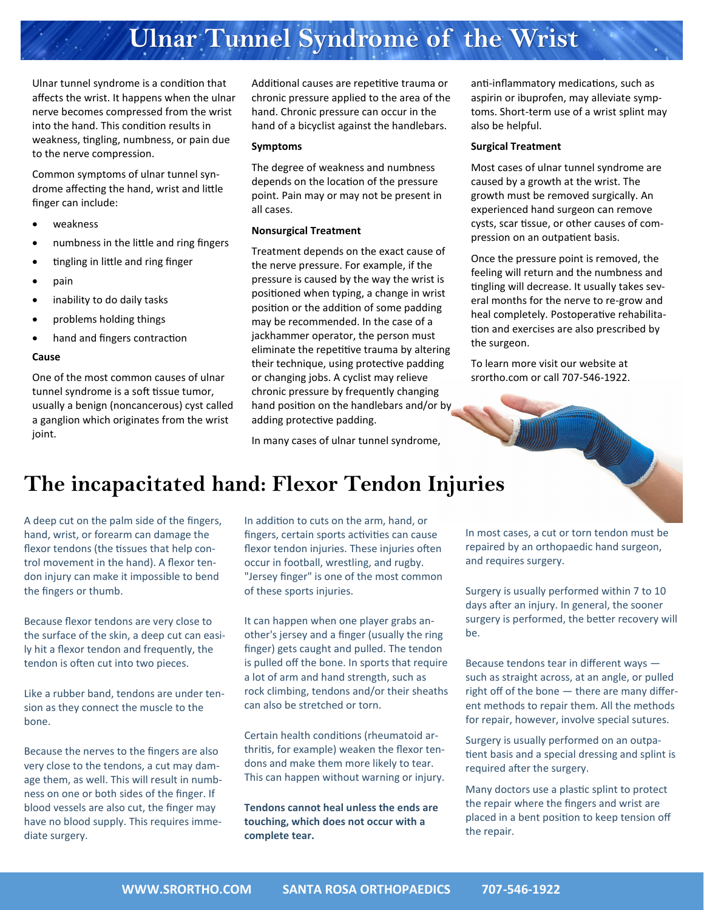# Ulnar Tunnel Syndrome of the Wrist

Ulnar tunnel syndrome is a condition that affects the wrist. It happens when the ulnar nerve becomes compressed from the wrist into the hand. This condition results in weakness, tingling, numbness, or pain due to the nerve compression.

Common symptoms of ulnar tunnel syndrome affecting the hand, wrist and little finger can include:

- weakness
- numbness in the little and ring fingers
- tingling in little and ring finger
- pain
- inability to do daily tasks
- problems holding things
- hand and fingers contraction

**Cause**

One of the most common causes of ulnar tunnel syndrome is a soft tissue tumor, usually a benign (noncancerous) cyst called a ganglion which originates from the wrist joint.

Additional causes are repetitive trauma or chronic pressure applied to the area of the hand. Chronic pressure can occur in the hand of a bicyclist against the handlebars.

**Symptoms**

The degree of weakness and numbness depends on the location of the pressure point. Pain may or may not be present in all cases.

**Nonsurgical Treatment**

Treatment depends on the exact cause of the nerve pressure. For example, if the pressure is caused by the way the wrist is positioned when typing, a change in wrist position or the addition of some padding may be recommended. In the case of a jackhammer operator, the person must eliminate the repetitive trauma by altering their technique, using protective padding or changing jobs. A cyclist may relieve chronic pressure by frequently changing hand position on the handlebars and/or by adding protective padding.

In many cases of ulnar tunnel syndrome, anti-inflammatory medications, such as aspirin or ibuprofen, may alleviate symptoms. Short-term use of a wrist splint may also be helpful.

**Surgical Treatment**

Most cases of ulnar tunnel syndrome are caused by a growth at the wrist. The growth must be removed surgically. An experienced hand surgeon can remove cysts, scar tissue, or other causes of compression on an outpatient basis.

Once the pressure point is removed, the feeling will return and the numbness and tingling will decrease. It usually takes several months for the nerve to re-grow and heal completely. Postoperative rehabilitation and exercises are also prescribed by the surgeon.

To learn more visit our website at srortho.com or call 707-546-1922.

# The incapacitated hand: Flexor Tendon Injuries

A deep cut on the palm side of the fingers, hand, wrist, or forearm can damage the flexor tendons (the tissues that help control movement in the hand). A flexor tendon injury can make it impossible to bend the fingers or thumb.

Because flexor tendons are very close to the surface of the skin, a deep cut can easily hit a flexor tendon and frequently, the tendon is often cut into two pieces.

Like a rubber band, tendons are under tension as they connect the muscle to the bone.

Because the nerves to the fingers are also very close to the tendons, a cut may damage them, as well. This will result in numbness on one or both sides of the finger. If blood vessels are also cut, the finger may have no blood supply. This requires immediate surgery.

In addition to cuts on the arm, hand, or fingers, certain sports activities can cause flexor tendon injuries. These injuries often occur in football, wrestling, and rugby. "Jersey finger" is one of the most common of these sports injuries.

It can happen when one player grabs another's jersey and a finger (usually the ring finger) gets caught and pulled. The tendon is pulled off the bone. In sports that require a lot of arm and hand strength, such as rock climbing, tendons and/or their sheaths can also be stretched or torn.

Certain health conditions (rheumatoid arthritis, for example) weaken the flexor tendons and make them more likely to tear. This can happen without warning or injury.

**Tendons cannot heal unless the ends are touching, which does not occur with a complete tear.**

In most cases, a cut or torn tendon must be repaired by an orthopaedic hand surgeon, and requires surgery.

Surgery is usually performed within 7 to 10 days after an injury. In general, the sooner surgery is performed, the better recovery will be.

Because tendons tear in different ways — such as straight across, at an angle, or pulled right off of the bone — there are many different methods to repair them. All the methods for repair, however, involve special sutures.

Surgery is usually performed on an outpatient basis and a special dressing and splint is required after the surgery.

Many doctors use a plastic splint to protect the repair where the fingers and wrist are placed in a bent position to keep tension off the repair.

**WWW.SRORTHO.COM SANTA ROSA ORTHOPAEDICS 707-546-1922**